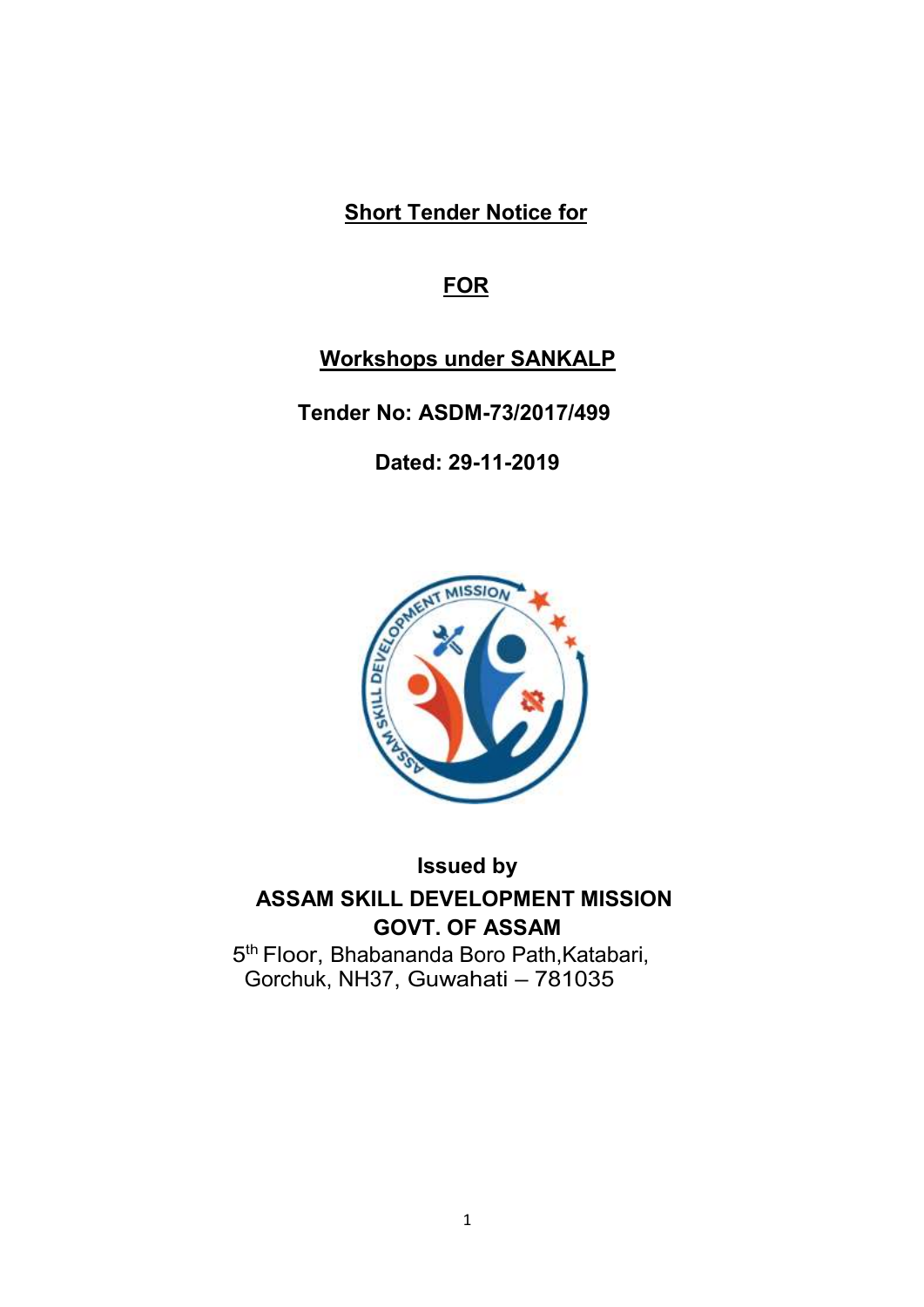**Short Tender Notice for**

**FOR**

**Workshops under SANKALP**

**Tender No: ASDM-73/2017/499**

**Dated: 29-11-2019**

**Issued by**

**ASSAM SKILL DEVELOPMENT MISSION**

**GOVT. OF ASSAM**

5th Floor, Bhabananda Boro Path,Katabari,
Gorchuk, NH37, Guwahati – 781035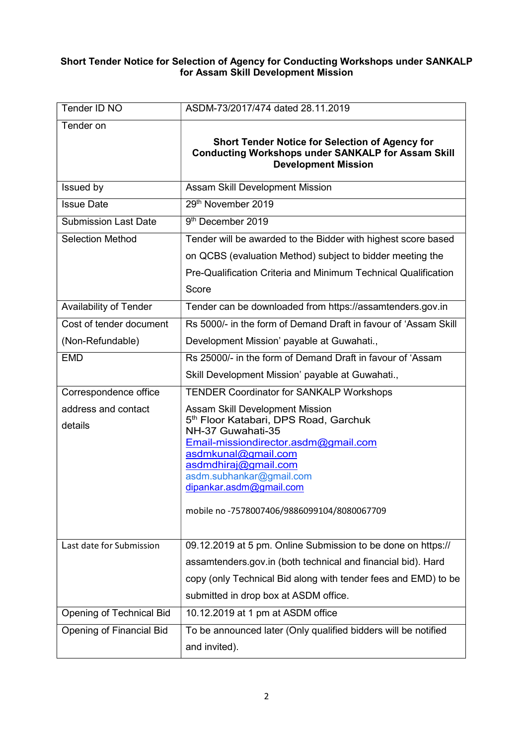**Short Tender Notice for Selection of Agency for Conducting Workshops under SANKALP for Assam Skill Development Mission**

| Tender ID NO | ASDM-73/2017/474 dated 28.11.2019 |
|---|---|
| Tender on | **Short Tender Notice for Selection of Agency for Conducting Workshops under SANKALP for Assam Skill Development Mission** |
| Issued by | Assam Skill Development Mission |
| Issue Date | 29th November 2019 |
| Submission Last Date | 9th December 2019 |
| Selection Method | Tender will be awarded to the Bidder with highest score based on QCBS (evaluation Method) subject to bidder meeting the Pre-Qualification Criteria and Minimum Technical Qualification Score |
| Availability of Tender | Tender can be downloaded from https://assamtenders.gov.in |
| Cost of tender document (Non-Refundable) | Rs 5000/- in the form of Demand Draft in favour of 'Assam Skill Development Mission' payable at Guwahati., |
| EMD | Rs 25000/- in the form of Demand Draft in favour of 'Assam Skill Development Mission' payable at Guwahati., |
| Correspondence office address and contact details | TENDER Coordinator for SANKALP Workshops<br>Assam Skill Development Mission<br>5th Floor Katabari, DPS Road, Garchuk<br>NH-37 Guwahati-35<br>Email-missiondirector.asdm@gmail.com<br>asdmkunal@gmail.com<br>asdmdhiraj@gmail.com<br>asdm.subhankar@gmail.com<br>dipankar.asdm@gmail.com<br><br>mobile no -7578007406/9886099104/8080067709 |
| Last date for Submission | 09.12.2019 at 5 pm. Online Submission to be done on https:// assamtenders.gov.in (both technical and financial bid). Hard copy (only Technical Bid along with tender fees and EMD) to be submitted in drop box at ASDM office. |
| Opening of Technical Bid | 10.12.2019 at 1 pm at ASDM office |
| Opening of Financial Bid | To be announced later (Only qualified bidders will be notified and invited). |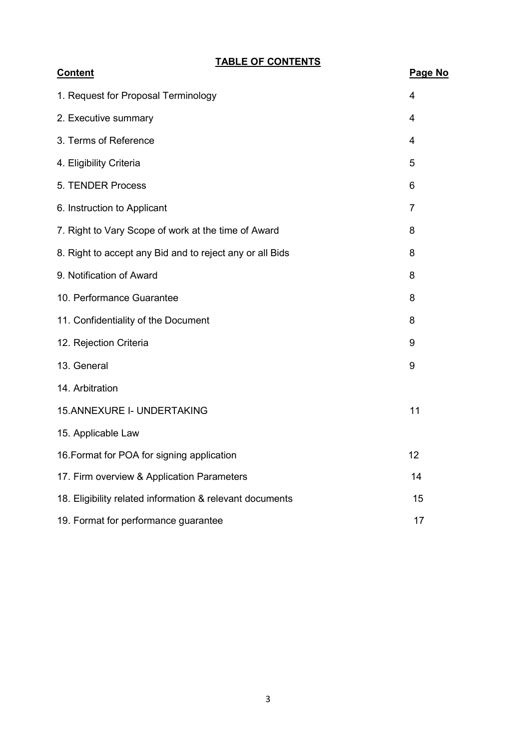## TABLE OF CONTENTS

| Content | Page No |
|---|---|
| 1. Request for Proposal Terminology | 4 |
| 2. Executive summary | 4 |
| 3. Terms of Reference | 4 |
| 4. Eligibility Criteria | 5 |
| 5. TENDER Process | 6 |
| 6. Instruction to Applicant | 7 |
| 7. Right to Vary Scope of work at the time of Award | 8 |
| 8. Right to accept any Bid and to reject any or all Bids | 8 |
| 9. Notification of Award | 8 |
| 10. Performance Guarantee | 8 |
| 11. Confidentiality of the Document | 8 |
| 12. Rejection Criteria | 9 |
| 13. General | 9 |
| 14. Arbitration | |
| 15.ANNEXURE I- UNDERTAKING | 11 |
| 15. Applicable Law | |
| 16.Format for POA for signing application | 12 |
| 17. Firm overview & Application Parameters | 14 |
| 18. Eligibility related information & relevant documents | 15 |
| 19. Format for performance guarantee | 17 |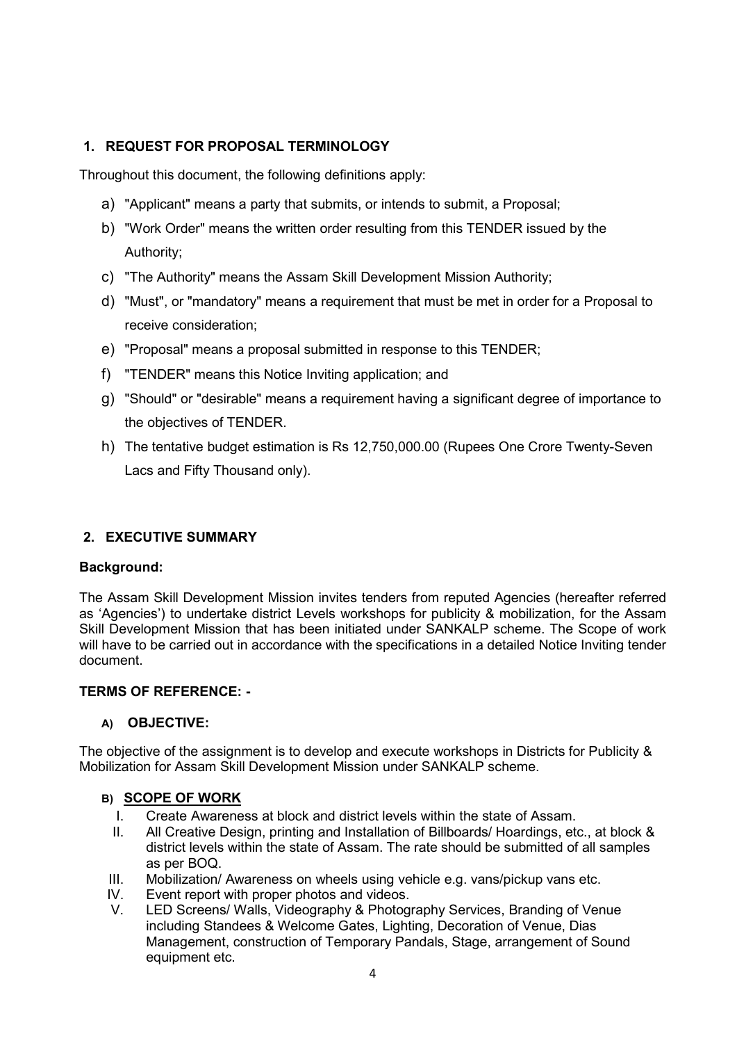## 1. REQUEST FOR PROPOSAL TERMINOLOGY

Throughout this document, the following definitions apply:

a) "Applicant" means a party that submits, or intends to submit, a Proposal;
b) "Work Order" means the written order resulting from this TENDER issued by the Authority;
c) "The Authority" means the Assam Skill Development Mission Authority;
d) "Must", or "mandatory" means a requirement that must be met in order for a Proposal to receive consideration;
e) "Proposal" means a proposal submitted in response to this TENDER;
f) "TENDER" means this Notice Inviting application; and
g) "Should" or "desirable" means a requirement having a significant degree of importance to the objectives of TENDER.
h) The tentative budget estimation is Rs 12,750,000.00 (Rupees One Crore Twenty-Seven Lacs and Fifty Thousand only).

## 2. EXECUTIVE SUMMARY

**Background:**

The Assam Skill Development Mission invites tenders from reputed Agencies (hereafter referred as 'Agencies') to undertake district Levels workshops for publicity & mobilization, for the Assam Skill Development Mission that has been initiated under SANKALP scheme. The Scope of work will have to be carried out in accordance with the specifications in a detailed Notice Inviting tender document.

**TERMS OF REFERENCE: -**

### A) OBJECTIVE:

The objective of the assignment is to develop and execute workshops in Districts for Publicity & Mobilization for Assam Skill Development Mission under SANKALP scheme.

### B) SCOPE OF WORK

I. Create Awareness at block and district levels within the state of Assam.
II. All Creative Design, printing and Installation of Billboards/ Hoardings, etc., at block & district levels within the state of Assam. The rate should be submitted of all samples as per BOQ.
III. Mobilization/ Awareness on wheels using vehicle e.g. vans/pickup vans etc.
IV. Event report with proper photos and videos.
V. LED Screens/ Walls, Videography & Photography Services, Branding of Venue including Standees & Welcome Gates, Lighting, Decoration of Venue, Dias Management, construction of Temporary Pandals, Stage, arrangement of Sound equipment etc.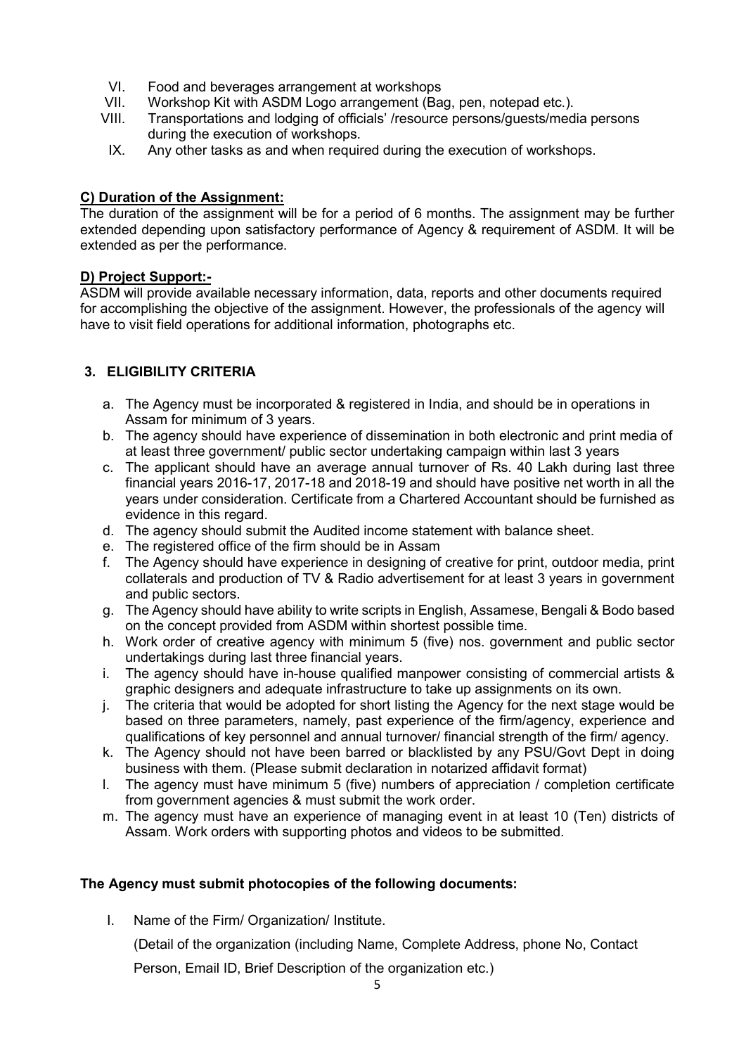VI. Food and beverages arrangement at workshops
VII. Workshop Kit with ASDM Logo arrangement (Bag, pen, notepad etc.).
VIII. Transportations and lodging of officials' /resource persons/guests/media persons during the execution of workshops.
IX. Any other tasks as and when required during the execution of workshops.

**C) Duration of the Assignment:**

The duration of the assignment will be for a period of 6 months. The assignment may be further extended depending upon satisfactory performance of Agency & requirement of ASDM. It will be extended as per the performance.

**D) Project Support:-**

ASDM will provide available necessary information, data, reports and other documents required for accomplishing the objective of the assignment. However, the professionals of the agency will have to visit field operations for additional information, photographs etc.

## 3. ELIGIBILITY CRITERIA

a. The Agency must be incorporated & registered in India, and should be in operations in Assam for minimum of 3 years.
b. The agency should have experience of dissemination in both electronic and print media of at least three government/ public sector undertaking campaign within last 3 years
c. The applicant should have an average annual turnover of Rs. 40 Lakh during last three financial years 2016-17, 2017-18 and 2018-19 and should have positive net worth in all the years under consideration. Certificate from a Chartered Accountant should be furnished as evidence in this regard.
d. The agency should submit the Audited income statement with balance sheet.
e. The registered office of the firm should be in Assam
f. The Agency should have experience in designing of creative for print, outdoor media, print collaterals and production of TV & Radio advertisement for at least 3 years in government and public sectors.
g. The Agency should have ability to write scripts in English, Assamese, Bengali & Bodo based on the concept provided from ASDM within shortest possible time.
h. Work order of creative agency with minimum 5 (five) nos. government and public sector undertakings during last three financial years.
i. The agency should have in-house qualified manpower consisting of commercial artists & graphic designers and adequate infrastructure to take up assignments on its own.
j. The criteria that would be adopted for short listing the Agency for the next stage would be based on three parameters, namely, past experience of the firm/agency, experience and qualifications of key personnel and annual turnover/ financial strength of the firm/ agency.
k. The Agency should not have been barred or blacklisted by any PSU/Govt Dept in doing business with them. (Please submit declaration in notarized affidavit format)
l. The agency must have minimum 5 (five) numbers of appreciation / completion certificate from government agencies & must submit the work order.
m. The agency must have an experience of managing event in at least 10 (Ten) districts of Assam. Work orders with supporting photos and videos to be submitted.

**The Agency must submit photocopies of the following documents:**

I. Name of the Firm/ Organization/ Institute.

(Detail of the organization (including Name, Complete Address, phone No, Contact Person, Email ID, Brief Description of the organization etc.)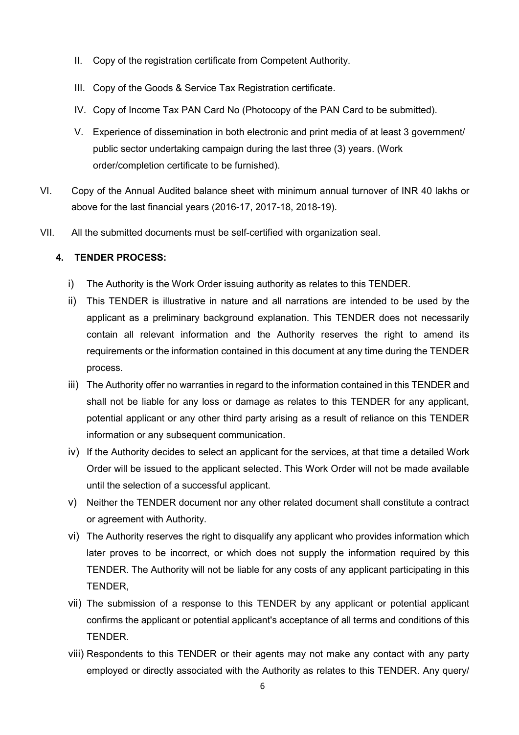II. Copy of the registration certificate from Competent Authority.

III. Copy of the Goods & Service Tax Registration certificate.

IV. Copy of Income Tax PAN Card No (Photocopy of the PAN Card to be submitted).

V. Experience of dissemination in both electronic and print media of at least 3 government/ public sector undertaking campaign during the last three (3) years. (Work order/completion certificate to be furnished).

VI. Copy of the Annual Audited balance sheet with minimum annual turnover of INR 40 lakhs or above for the last financial years (2016-17, 2017-18, 2018-19).

VII. All the submitted documents must be self-certified with organization seal.

**4. TENDER PROCESS:**

i) The Authority is the Work Order issuing authority as relates to this TENDER.

ii) This TENDER is illustrative in nature and all narrations are intended to be used by the applicant as a preliminary background explanation. This TENDER does not necessarily contain all relevant information and the Authority reserves the right to amend its requirements or the information contained in this document at any time during the TENDER process.

iii) The Authority offer no warranties in regard to the information contained in this TENDER and shall not be liable for any loss or damage as relates to this TENDER for any applicant, potential applicant or any other third party arising as a result of reliance on this TENDER information or any subsequent communication.

iv) If the Authority decides to select an applicant for the services, at that time a detailed Work Order will be issued to the applicant selected. This Work Order will not be made available until the selection of a successful applicant.

v) Neither the TENDER document nor any other related document shall constitute a contract or agreement with Authority.

vi) The Authority reserves the right to disqualify any applicant who provides information which later proves to be incorrect, or which does not supply the information required by this TENDER. The Authority will not be liable for any costs of any applicant participating in this TENDER,

vii) The submission of a response to this TENDER by any applicant or potential applicant confirms the applicant or potential applicant's acceptance of all terms and conditions of this TENDER.

viii) Respondents to this TENDER or their agents may not make any contact with any party employed or directly associated with the Authority as relates to this TENDER. Any query/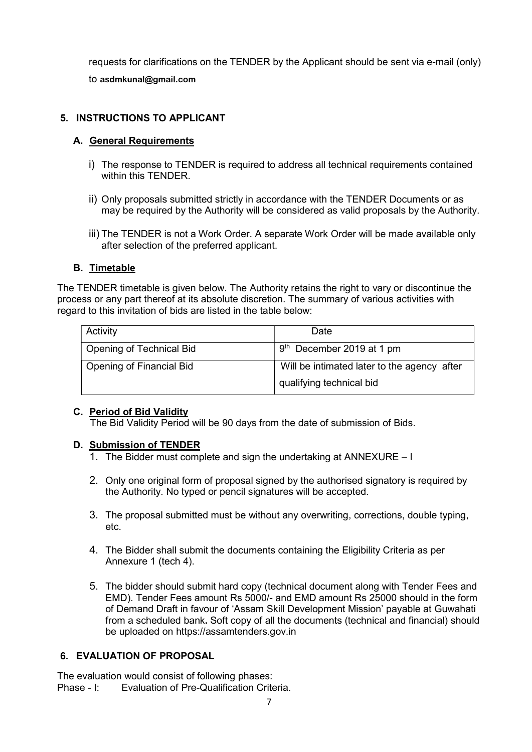requests for clarifications on the TENDER by the Applicant should be sent via e-mail (only) to **asdmkunal@gmail.com**

## 5. INSTRUCTIONS TO APPLICANT

### A. General Requirements

i) The response to TENDER is required to address all technical requirements contained within this TENDER.

ii) Only proposals submitted strictly in accordance with the TENDER Documents or as may be required by the Authority will be considered as valid proposals by the Authority.

iii) The TENDER is not a Work Order. A separate Work Order will be made available only after selection of the preferred applicant.

### B. Timetable

The TENDER timetable is given below. The Authority retains the right to vary or discontinue the process or any part thereof at its absolute discretion. The summary of various activities with regard to this invitation of bids are listed in the table below:

| Activity | Date |
|---|---|
| Opening of Technical Bid | 9th December 2019 at 1 pm |
| Opening of Financial Bid | Will be intimated later to the agency after qualifying technical bid |

### C. Period of Bid Validity

The Bid Validity Period will be 90 days from the date of submission of Bids.

### D. Submission of TENDER

1. The Bidder must complete and sign the undertaking at ANNEXURE – I
2. Only one original form of proposal signed by the authorised signatory is required by the Authority. No typed or pencil signatures will be accepted.
3. The proposal submitted must be without any overwriting, corrections, double typing, etc.
4. The Bidder shall submit the documents containing the Eligibility Criteria as per Annexure 1 (tech 4).
5. The bidder should submit hard copy (technical document along with Tender Fees and EMD). Tender Fees amount Rs 5000/- and EMD amount Rs 25000 should in the form of Demand Draft in favour of 'Assam Skill Development Mission' payable at Guwahati from a scheduled bank**.** Soft copy of all the documents (technical and financial) should be uploaded on https://assamtenders.gov.in

## 6. EVALUATION OF PROPOSAL

The evaluation would consist of following phases:

Phase - I: Evaluation of Pre-Qualification Criteria.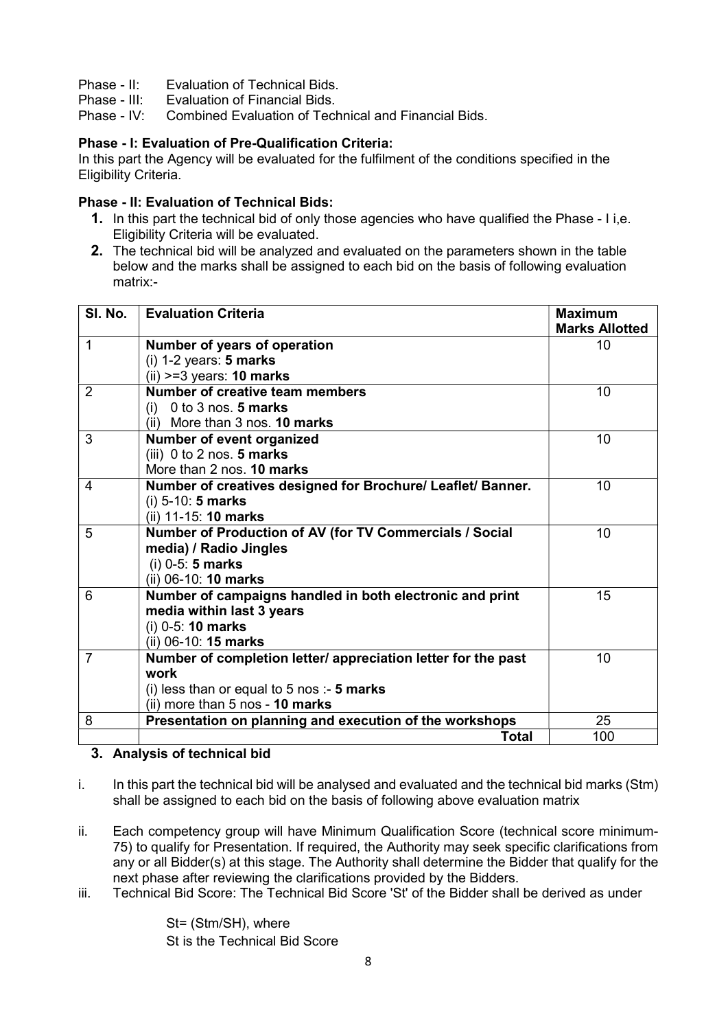Phase - II: Evaluation of Technical Bids.
Phase - III: Evaluation of Financial Bids.
Phase - IV: Combined Evaluation of Technical and Financial Bids.

**Phase - I: Evaluation of Pre-Qualification Criteria:**
In this part the Agency will be evaluated for the fulfilment of the conditions specified in the Eligibility Criteria.

**Phase - II: Evaluation of Technical Bids:**

1. In this part the technical bid of only those agencies who have qualified the Phase - I i,e. Eligibility Criteria will be evaluated.
2. The technical bid will be analyzed and evaluated on the parameters shown in the table below and the marks shall be assigned to each bid on the basis of following evaluation matrix:-

| Sl. No. | Evaluation Criteria | Maximum Marks Allotted |
|---|---|---|
| 1 | **Number of years of operation**<br>(i) 1-2 years: **5 marks**<br>(ii) >=3 years: **10 marks** | 10 |
| 2 | **Number of creative team members**<br>(i) 0 to 3 nos. **5 marks**<br>(ii) More than 3 nos. **10 marks** | 10 |
| 3 | **Number of event organized**<br>(iii) 0 to 2 nos. **5 marks**<br>More than 2 nos. **10 marks** | 10 |
| 4 | **Number of creatives designed for Brochure/ Leaflet/ Banner.**<br>(i) 5-10: **5 marks**<br>(ii) 11-15: **10 marks** | 10 |
| 5 | **Number of Production of AV (for TV Commercials / Social media) / Radio Jingles**<br>(i) 0-5: **5 marks**<br>(ii) 06-10: **10 marks** | 10 |
| 6 | **Number of campaigns handled in both electronic and print media within last 3 years**<br>(i) 0-5: **10 marks**<br>(ii) 06-10: **15 marks** | 15 |
| 7 | **Number of completion letter/ appreciation letter for the past work**<br>(i) less than or equal to 5 nos :- **5 marks**<br>(ii) more than 5 nos - **10 marks** | 10 |
| 8 | **Presentation on planning and execution of the workshops** | 25 |
| | **Total** | 100 |

3. **Analysis of technical bid**

i. In this part the technical bid will be analysed and evaluated and the technical bid marks (Stm) shall be assigned to each bid on the basis of following above evaluation matrix

ii. Each competency group will have Minimum Qualification Score (technical score minimum-75) to qualify for Presentation. If required, the Authority may seek specific clarifications from any or all Bidder(s) at this stage. The Authority shall determine the Bidder that qualify for the next phase after reviewing the clarifications provided by the Bidders.

iii. Technical Bid Score: The Technical Bid Score 'St' of the Bidder shall be derived as under

St= (Stm/SH), where
St is the Technical Bid Score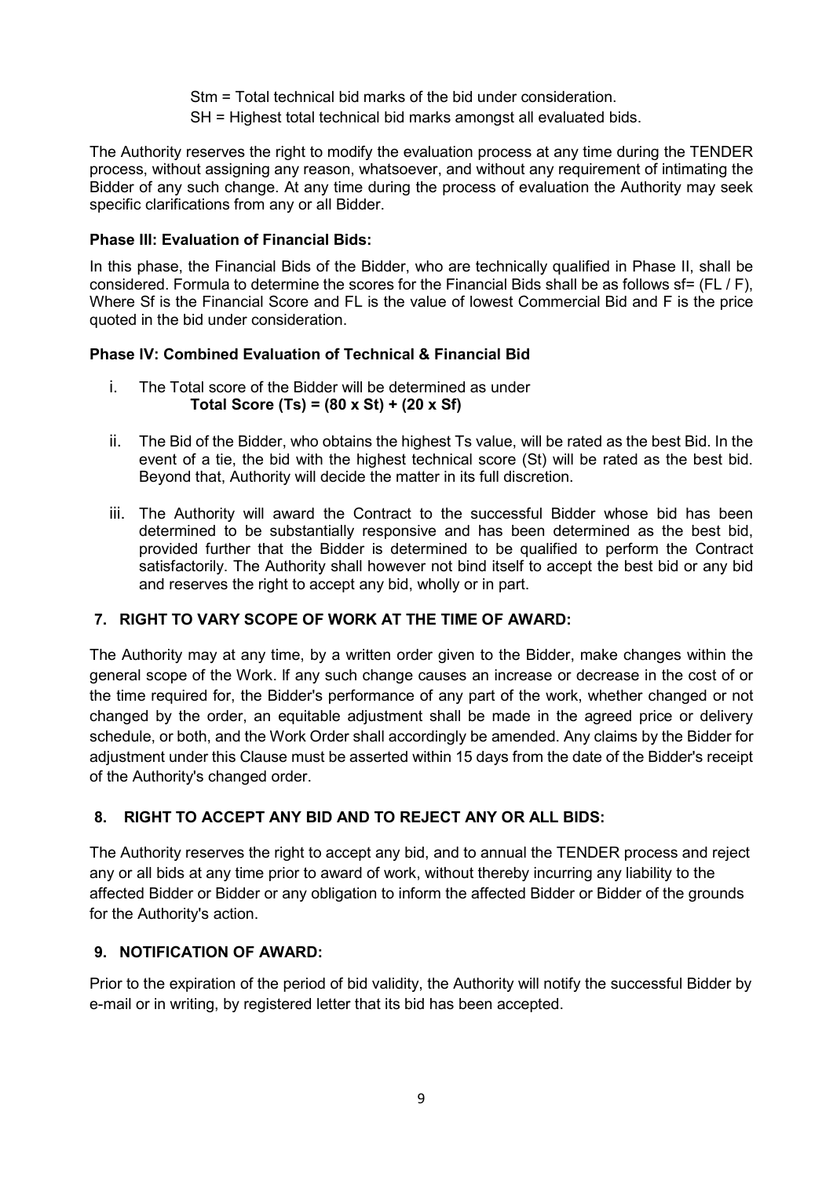Stm = Total technical bid marks of the bid under consideration.

SH = Highest total technical bid marks amongst all evaluated bids.

The Authority reserves the right to modify the evaluation process at any time during the TENDER process, without assigning any reason, whatsoever, and without any requirement of intimating the Bidder of any such change. At any time during the process of evaluation the Authority may seek specific clarifications from any or all Bidder.

**Phase III: Evaluation of Financial Bids:**

In this phase, the Financial Bids of the Bidder, who are technically qualified in Phase II, shall be considered. Formula to determine the scores for the Financial Bids shall be as follows sf= (FL / F), Where Sf is the Financial Score and FL is the value of lowest Commercial Bid and F is the price quoted in the bid under consideration.

**Phase IV: Combined Evaluation of Technical & Financial Bid**

i. The Total score of the Bidder will be determined as under
   **Total Score (Ts) = (80 x St) + (20 x Sf)**

ii. The Bid of the Bidder, who obtains the highest Ts value, will be rated as the best Bid. In the event of a tie, the bid with the highest technical score (St) will be rated as the best bid. Beyond that, Authority will decide the matter in its full discretion.

iii. The Authority will award the Contract to the successful Bidder whose bid has been determined to be substantially responsive and has been determined as the best bid, provided further that the Bidder is determined to be qualified to perform the Contract satisfactorily. The Authority shall however not bind itself to accept the best bid or any bid and reserves the right to accept any bid, wholly or in part.

## 7. RIGHT TO VARY SCOPE OF WORK AT THE TIME OF AWARD:

The Authority may at any time, by a written order given to the Bidder, make changes within the general scope of the Work. If any such change causes an increase or decrease in the cost of or the time required for, the Bidder's performance of any part of the work, whether changed or not changed by the order, an equitable adjustment shall be made in the agreed price or delivery schedule, or both, and the Work Order shall accordingly be amended. Any claims by the Bidder for adjustment under this Clause must be asserted within 15 days from the date of the Bidder's receipt of the Authority's changed order.

## 8. RIGHT TO ACCEPT ANY BID AND TO REJECT ANY OR ALL BIDS:

The Authority reserves the right to accept any bid, and to annual the TENDER process and reject any or all bids at any time prior to award of work, without thereby incurring any liability to the affected Bidder or Bidder or any obligation to inform the affected Bidder or Bidder of the grounds for the Authority's action.

## 9. NOTIFICATION OF AWARD:

Prior to the expiration of the period of bid validity, the Authority will notify the successful Bidder by e-mail or in writing, by registered letter that its bid has been accepted.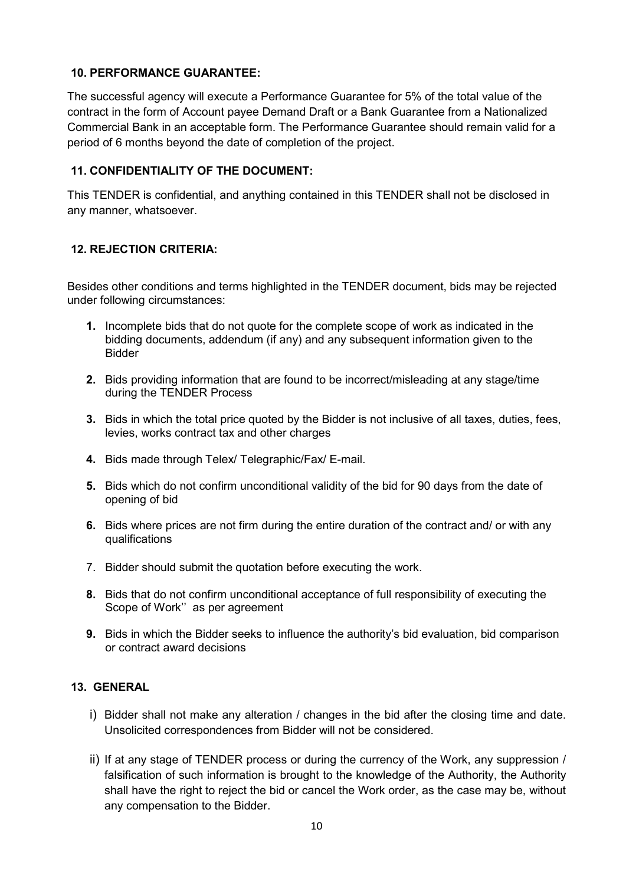## 10. PERFORMANCE GUARANTEE:

The successful agency will execute a Performance Guarantee for 5% of the total value of the contract in the form of Account payee Demand Draft or a Bank Guarantee from a Nationalized Commercial Bank in an acceptable form. The Performance Guarantee should remain valid for a period of 6 months beyond the date of completion of the project.

## 11. CONFIDENTIALITY OF THE DOCUMENT:

This TENDER is confidential, and anything contained in this TENDER shall not be disclosed in any manner, whatsoever.

## 12. REJECTION CRITERIA:

Besides other conditions and terms highlighted in the TENDER document, bids may be rejected under following circumstances:

1. Incomplete bids that do not quote for the complete scope of work as indicated in the bidding documents, addendum (if any) and any subsequent information given to the Bidder
2. Bids providing information that are found to be incorrect/misleading at any stage/time during the TENDER Process
3. Bids in which the total price quoted by the Bidder is not inclusive of all taxes, duties, fees, levies, works contract tax and other charges
4. Bids made through Telex/ Telegraphic/Fax/ E-mail.
5. Bids which do not confirm unconditional validity of the bid for 90 days from the date of opening of bid
6. Bids where prices are not firm during the entire duration of the contract and/ or with any qualifications
7. Bidder should submit the quotation before executing the work.
8. Bids that do not confirm unconditional acceptance of full responsibility of executing the Scope of Work'' as per agreement
9. Bids in which the Bidder seeks to influence the authority's bid evaluation, bid comparison or contract award decisions

## 13. GENERAL

i) Bidder shall not make any alteration / changes in the bid after the closing time and date. Unsolicited correspondences from Bidder will not be considered.

ii) If at any stage of TENDER process or during the currency of the Work, any suppression / falsification of such information is brought to the knowledge of the Authority, the Authority shall have the right to reject the bid or cancel the Work order, as the case may be, without any compensation to the Bidder.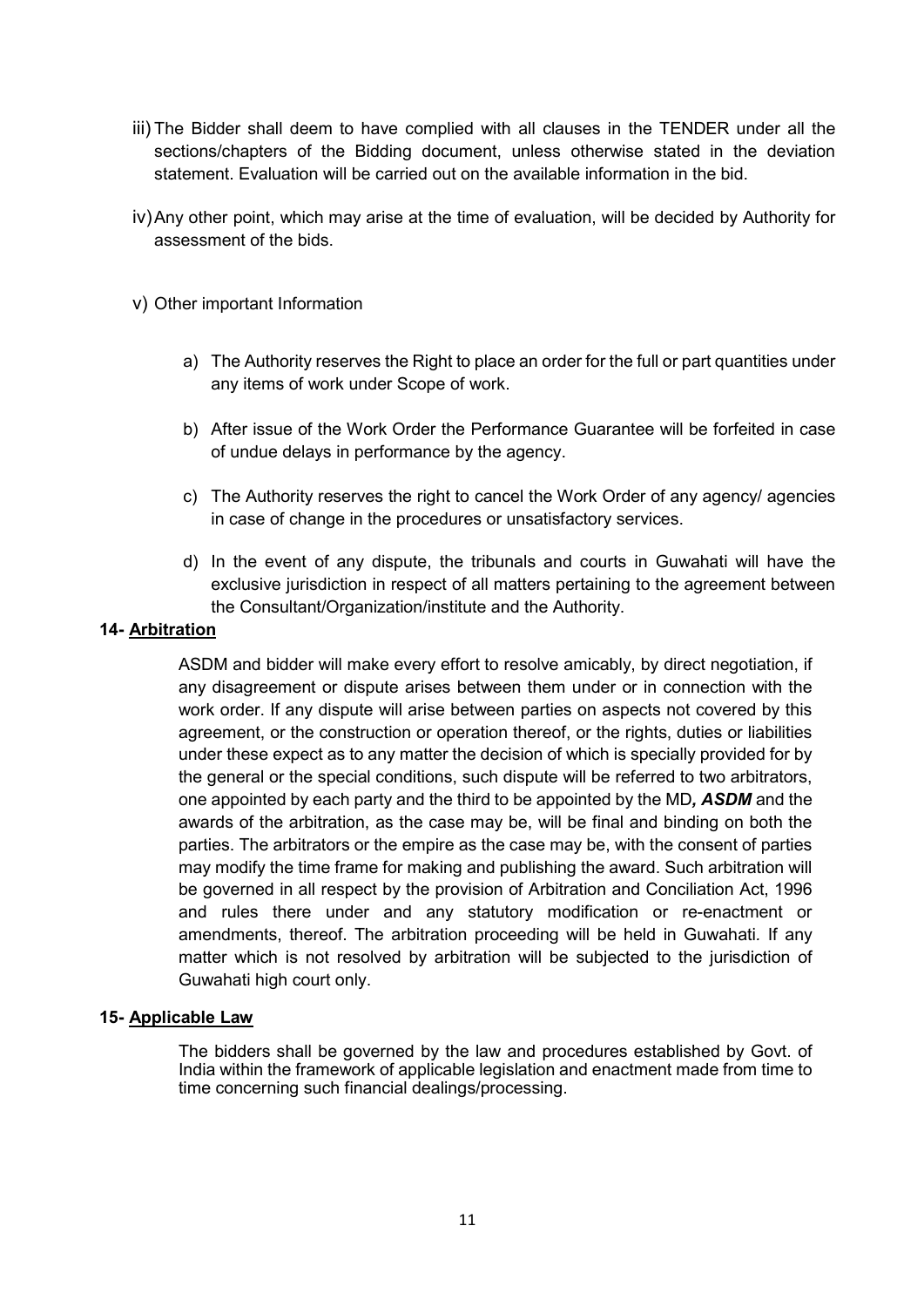iii) The Bidder shall deem to have complied with all clauses in the TENDER under all the sections/chapters of the Bidding document, unless otherwise stated in the deviation statement. Evaluation will be carried out on the available information in the bid.

iv) Any other point, which may arise at the time of evaluation, will be decided by Authority for assessment of the bids.

v) Other important Information

a) The Authority reserves the Right to place an order for the full or part quantities under any items of work under Scope of work.

b) After issue of the Work Order the Performance Guarantee will be forfeited in case of undue delays in performance by the agency.

c) The Authority reserves the right to cancel the Work Order of any agency/ agencies in case of change in the procedures or unsatisfactory services.

d) In the event of any dispute, the tribunals and courts in Guwahati will have the exclusive jurisdiction in respect of all matters pertaining to the agreement between the Consultant/Organization/institute and the Authority.

**14- Arbitration**

ASDM and bidder will make every effort to resolve amicably, by direct negotiation, if any disagreement or dispute arises between them under or in connection with the work order. If any dispute will arise between parties on aspects not covered by this agreement, or the construction or operation thereof, or the rights, duties or liabilities under these expect as to any matter the decision of which is specially provided for by the general or the special conditions, such dispute will be referred to two arbitrators, one appointed by each party and the third to be appointed by the MD***, ASDM*** and the awards of the arbitration, as the case may be, will be final and binding on both the parties. The arbitrators or the empire as the case may be, with the consent of parties may modify the time frame for making and publishing the award. Such arbitration will be governed in all respect by the provision of Arbitration and Conciliation Act, 1996 and rules there under and any statutory modification or re-enactment or amendments, thereof. The arbitration proceeding will be held in Guwahati. If any matter which is not resolved by arbitration will be subjected to the jurisdiction of Guwahati high court only.

**15- Applicable Law**

The bidders shall be governed by the law and procedures established by Govt. of India within the framework of applicable legislation and enactment made from time to time concerning such financial dealings/processing.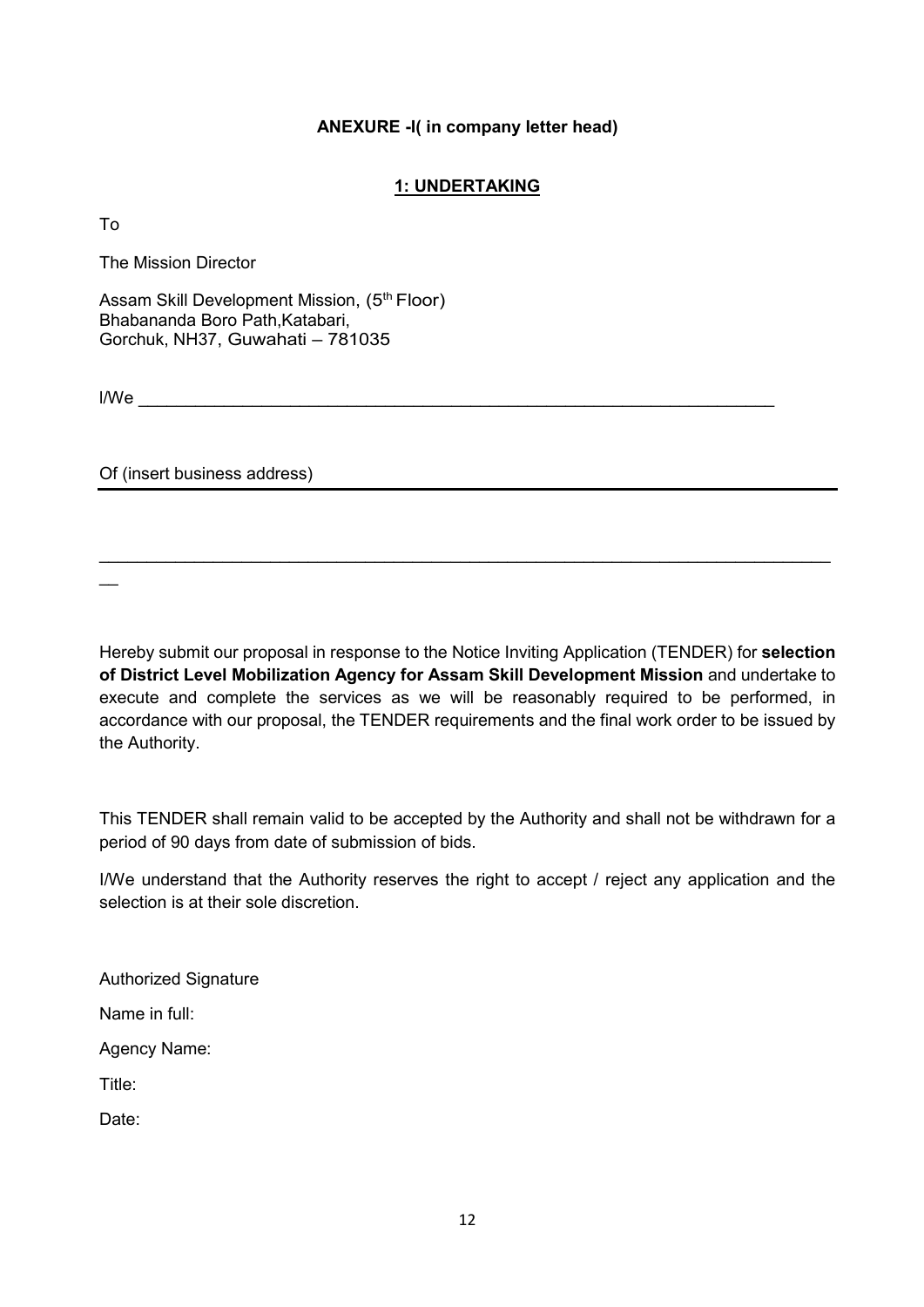**ANEXURE -I( in company letter head)**

**1: UNDERTAKING**

To

The Mission Director

Assam Skill Development Mission, (5th Floor)
Bhabananda Boro Path,Katabari,
Gorchuk, NH37, Guwahati – 781035

I/We ____________________________________________________________________

Of (insert business address) ________________________________________________

______________________________________________________________________________

Hereby submit our proposal in response to the Notice Inviting Application (TENDER) for **selection of District Level Mobilization Agency for Assam Skill Development Mission** and undertake to execute and complete the services as we will be reasonably required to be performed, in accordance with our proposal, the TENDER requirements and the final work order to be issued by the Authority.

This TENDER shall remain valid to be accepted by the Authority and shall not be withdrawn for a period of 90 days from date of submission of bids.

I/We understand that the Authority reserves the right to accept / reject any application and the selection is at their sole discretion.

Authorized Signature

Name in full:

Agency Name:

Title:

Date: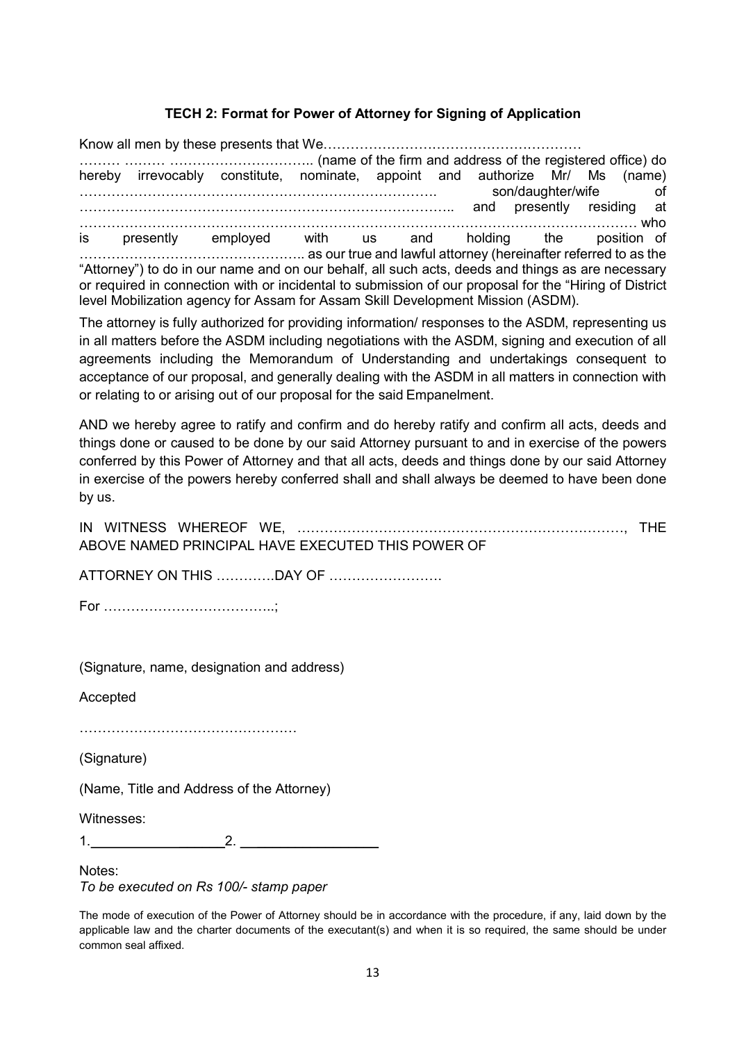### TECH 2: Format for Power of Attorney for Signing of Application

Know all men by these presents that We…………………………………………………
……… ……… ………………………….. (name of the firm and address of the registered office) do hereby irrevocably constitute, nominate, appoint and authorize Mr/ Ms (name) ……………………………………………………………………. son/daughter/wife of …………………………………………………………………….. and presently residing at ………………………………………………………………………………………………………… who is presently employed with us and holding the position of ………………………………………….. as our true and lawful attorney (hereinafter referred to as the "Attorney") to do in our name and on our behalf, all such acts, deeds and things as are necessary or required in connection with or incidental to submission of our proposal for the "Hiring of District level Mobilization agency for Assam for Assam Skill Development Mission (ASDM).

The attorney is fully authorized for providing information/ responses to the ASDM, representing us in all matters before the ASDM including negotiations with the ASDM, signing and execution of all agreements including the Memorandum of Understanding and undertakings consequent to acceptance of our proposal, and generally dealing with the ASDM in all matters in connection with or relating to or arising out of our proposal for the said Empanelment.

AND we hereby agree to ratify and confirm and do hereby ratify and confirm all acts, deeds and things done or caused to be done by our said Attorney pursuant to and in exercise of the powers conferred by this Power of Attorney and that all acts, deeds and things done by our said Attorney in exercise of the powers hereby conferred shall and shall always be deemed to have been done by us.

IN WITNESS WHEREOF WE, ………………………………………………………………., THE ABOVE NAMED PRINCIPAL HAVE EXECUTED THIS POWER OF

ATTORNEY ON THIS ………….DAY OF …………………….

For ………………………………..;

(Signature, name, designation and address)

Accepted

…………………………………………

(Signature)

(Name, Title and Address of the Attorney)

Witnesses:

1.________________2. ________________

Notes:

*To be executed on Rs 100/- stamp paper*

The mode of execution of the Power of Attorney should be in accordance with the procedure, if any, laid down by the applicable law and the charter documents of the executant(s) and when it is so required, the same should be under common seal affixed.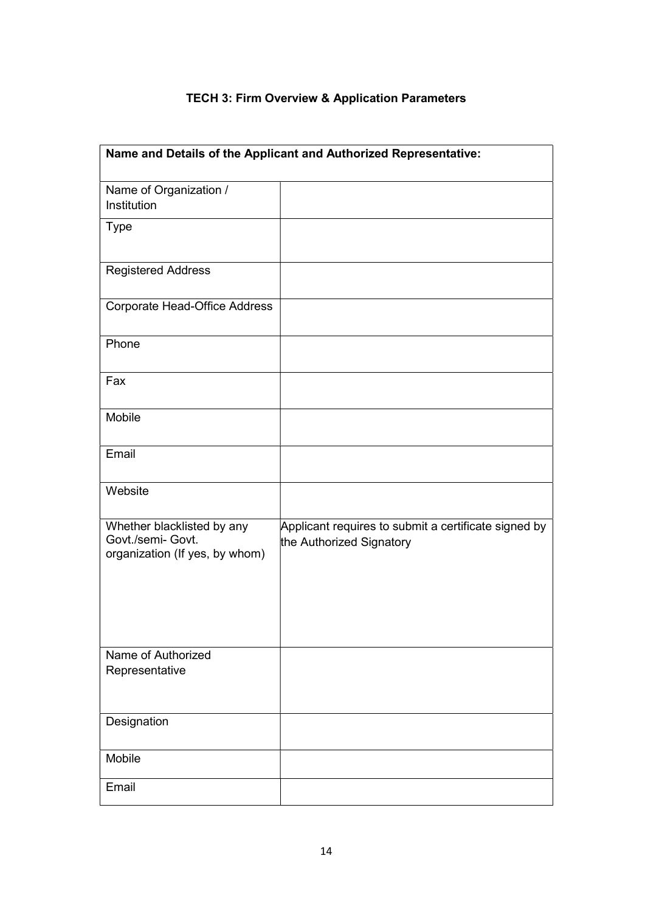### TECH 3: Firm Overview & Application Parameters

| Name and Details of the Applicant and Authorized Representative: | |
|---|---|
| Name of Organization / Institution | |
| Type | |
| Registered Address | |
| Corporate Head-Office Address | |
| Phone | |
| Fax | |
| Mobile | |
| Email | |
| Website | |
| Whether blacklisted by any Govt./semi- Govt. organization (If yes, by whom) | Applicant requires to submit a certificate signed by the Authorized Signatory |
| Name of Authorized Representative | |
| Designation | |
| Mobile | |
| Email | |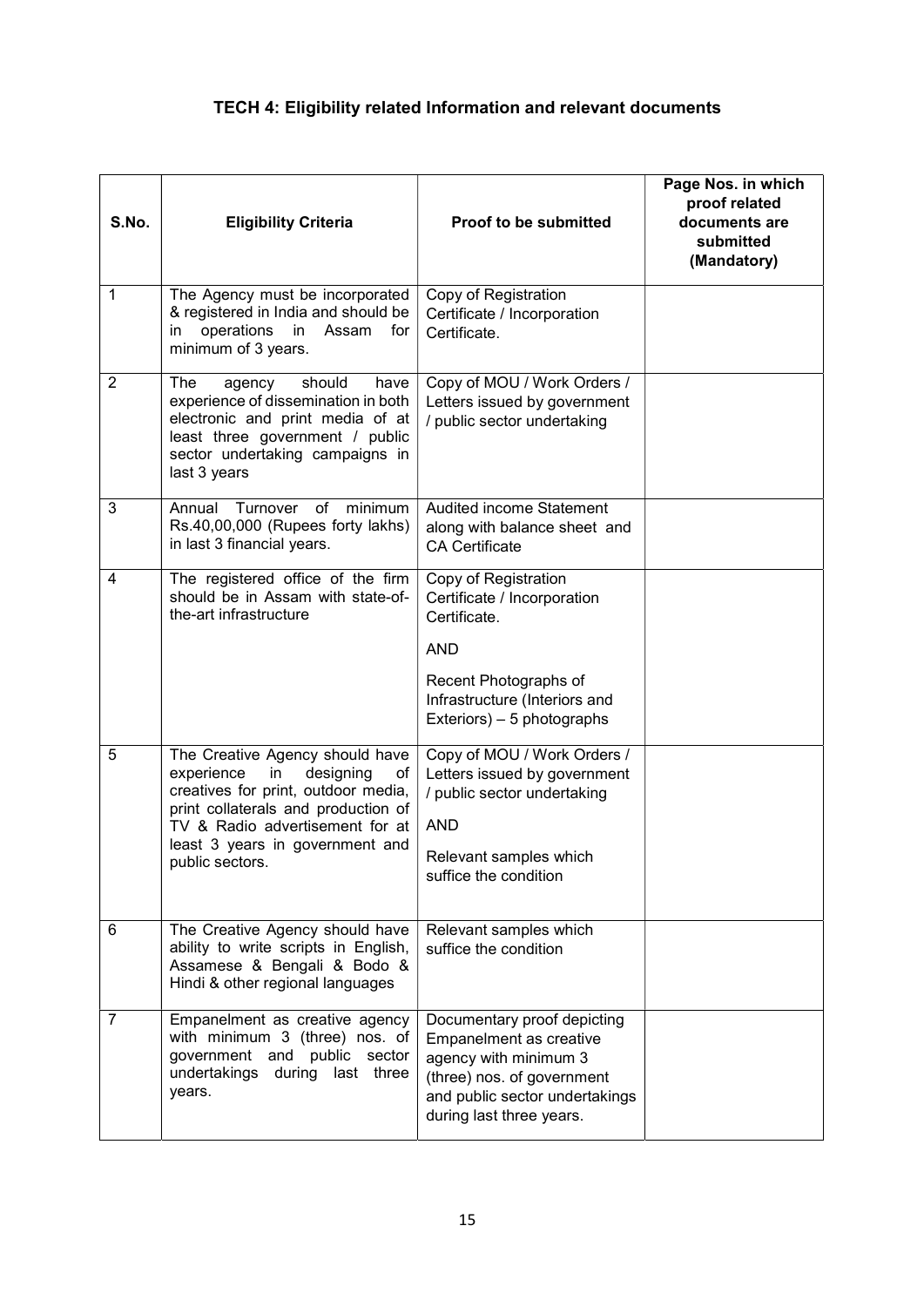## TECH 4: Eligibility related Information and relevant documents

| S.No. | Eligibility Criteria | Proof to be submitted | Page Nos. in which proof related documents are submitted (Mandatory) |
|---|---|---|---|
| 1 | The Agency must be incorporated & registered in India and should be in operations in Assam for minimum of 3 years. | Copy of Registration Certificate / Incorporation Certificate. | |
| 2 | The agency should have experience of dissemination in both electronic and print media of at least three government / public sector undertaking campaigns in last 3 years | Copy of MOU / Work Orders / Letters issued by government / public sector undertaking | |
| 3 | Annual Turnover of minimum Rs.40,00,000 (Rupees forty lakhs) in last 3 financial years. | Audited income Statement along with balance sheet and CA Certificate | |
| 4 | The registered office of the firm should be in Assam with state-of-the-art infrastructure | Copy of Registration Certificate / Incorporation Certificate.<br><br>AND<br><br>Recent Photographs of Infrastructure (Interiors and Exteriors) – 5 photographs | |
| 5 | The Creative Agency should have experience in designing of creatives for print, outdoor media, print collaterals and production of TV & Radio advertisement for at least 3 years in government and public sectors. | Copy of MOU / Work Orders / Letters issued by government / public sector undertaking<br><br>AND<br><br>Relevant samples which suffice the condition | |
| 6 | The Creative Agency should have ability to write scripts in English, Assamese & Bengali & Bodo & Hindi & other regional languages | Relevant samples which suffice the condition | |
| 7 | Empanelment as creative agency with minimum 3 (three) nos. of government and public sector undertakings during last three years. | Documentary proof depicting Empanelment as creative agency with minimum 3 (three) nos. of government and public sector undertakings during last three years. | |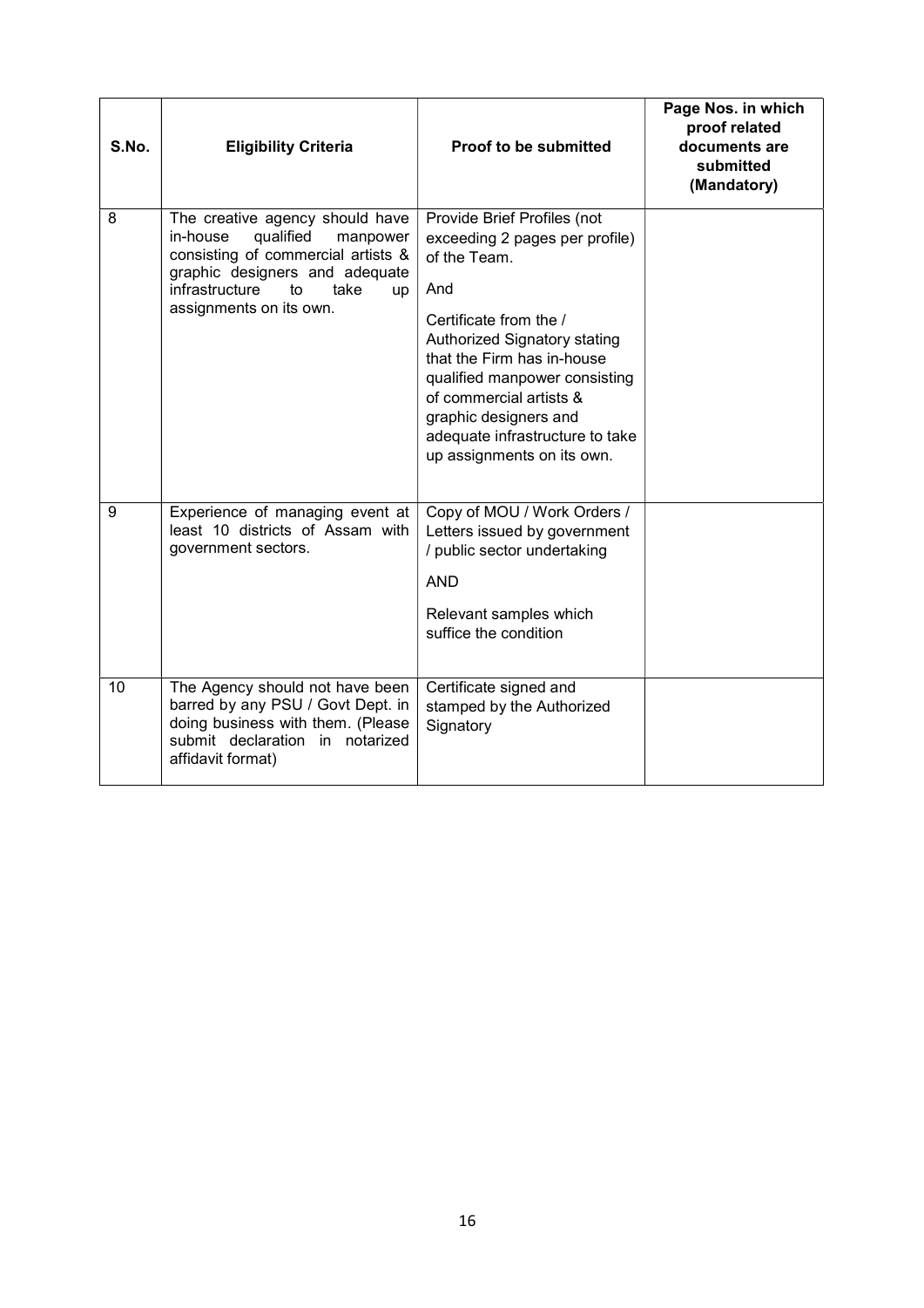| S.No. | Eligibility Criteria | Proof to be submitted | Page Nos. in which proof related documents are submitted (Mandatory) |
|---|---|---|---|
| 8 | The creative agency should have in-house qualified manpower consisting of commercial artists & graphic designers and adequate infrastructure to take up assignments on its own. | Provide Brief Profiles (not exceeding 2 pages per profile) of the Team.<br><br>And<br><br>Certificate from the / Authorized Signatory stating that the Firm has in-house qualified manpower consisting of commercial artists & graphic designers and adequate infrastructure to take up assignments on its own. | |
| 9 | Experience of managing event at least 10 districts of Assam with government sectors. | Copy of MOU / Work Orders / Letters issued by government / public sector undertaking<br><br>AND<br><br>Relevant samples which suffice the condition | |
| 10 | The Agency should not have been barred by any PSU / Govt Dept. in doing business with them. (Please submit declaration in notarized affidavit format) | Certificate signed and stamped by the Authorized Signatory | |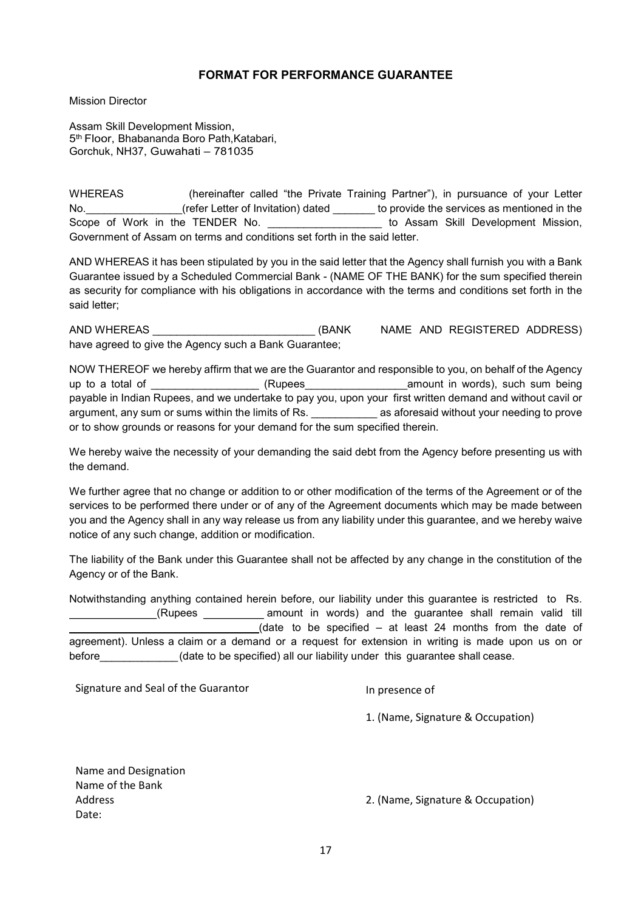## FORMAT FOR PERFORMANCE GUARANTEE

Mission Director

Assam Skill Development Mission,
5th Floor, Bhabananda Boro Path,Katabari,
Gorchuk, NH37, Guwahati – 781035

WHEREAS (hereinafter called "the Private Training Partner"), in pursuance of your Letter No.________________(refer Letter of Invitation) dated _______ to provide the services as mentioned in the Scope of Work in the TENDER No. __________________ to Assam Skill Development Mission, Government of Assam on terms and conditions set forth in the said letter.

AND WHEREAS it has been stipulated by you in the said letter that the Agency shall furnish you with a Bank Guarantee issued by a Scheduled Commercial Bank - (NAME OF THE BANK) for the sum specified therein as security for compliance with his obligations in accordance with the terms and conditions set forth in the said letter;

AND WHEREAS ___________________________ (BANK NAME AND REGISTERED ADDRESS) have agreed to give the Agency such a Bank Guarantee;

NOW THEREOF we hereby affirm that we are the Guarantor and responsible to you, on behalf of the Agency up to a total of __________________ (Rupees_________________amount in words), such sum being payable in Indian Rupees, and we undertake to pay you, upon your first written demand and without cavil or argument, any sum or sums within the limits of Rs. ___________ as aforesaid without your needing to prove or to show grounds or reasons for your demand for the sum specified therein.

We hereby waive the necessity of your demanding the said debt from the Agency before presenting us with the demand.

We further agree that no change or addition to or other modification of the terms of the Agreement or of the services to be performed there under or of any of the Agreement documents which may be made between you and the Agency shall in any way release us from any liability under this guarantee, and we hereby waive notice of any such change, addition or modification.

The liability of the Bank under this Guarantee shall not be affected by any change in the constitution of the Agency or of the Bank.

Notwithstanding anything contained herein before, our liability under this guarantee is restricted to Rs. _______________(Rupees __________ amount in words) and the guarantee shall remain valid till ________________________________(date to be specified – at least 24 months from the date of agreement). Unless a claim or a demand or a request for extension in writing is made upon us on or before_____________(date to be specified) all our liability under this guarantee shall cease.

Signature and Seal of the Guarantor

In presence of

1. (Name, Signature & Occupation)

Name and Designation
Name of the Bank
Address
Date:

2. (Name, Signature & Occupation)